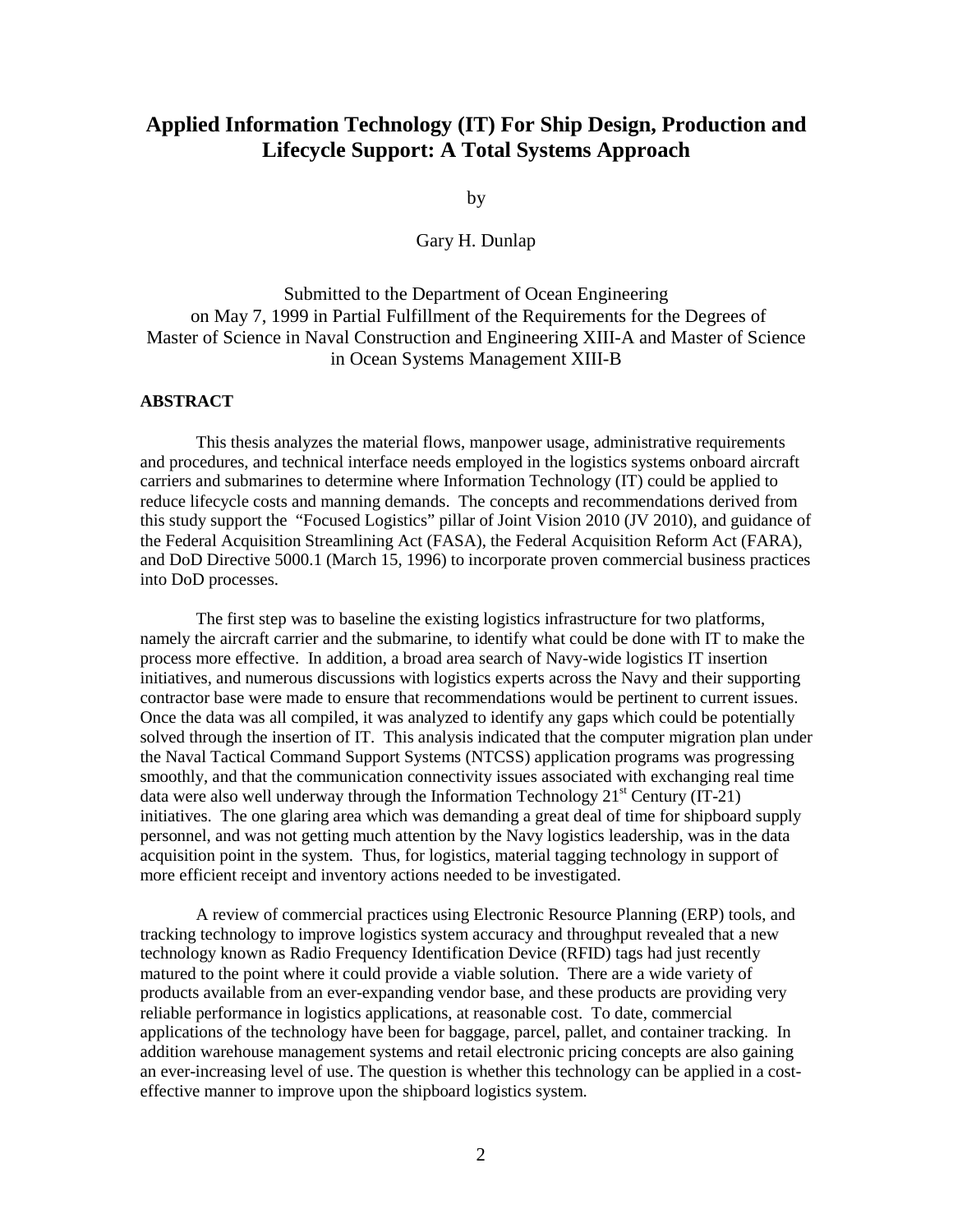# Applied Information Technology (IT) For Ship Design, Production and Lifecycle Support: A Total Systems Approach

by

Gary H. Dunlap

Submitted to the Department of Ocean Engineering on May 7, 1999 in Partial Fulfillment of the Requirements for the Degrees of Master of Science in Naval Construction and Engineering XIII-A and Master of Science in Ocean Systems Management XIII-B

## ABSTRACT

This thesis analyzes the material flows, manpower usage, administrative requirements and procedures, and technical interface needs employed in the logistics systems onboard aircraft carriers and submarines to determine where Information Technology (IT) could be applied to reduce lifecycle costs and manning demands. The concepts and recommendations derived from this study support the "Focused Logistics" pillar of Joint Vision 2010 (JV 2010), and guidance of the Federal Acquisition Streamlining Act (FASA), the Federal Acquisition Reform Act (FARA), and DoD Directive 5000.1 (March 15, 1996) to incorporate proven commercial business practices into DoD processes.

The first step was to baseline the existing logistics infrastructure for two platforms, namely the aircraft carrier and the submarine, to identify what could be done with IT to make the process more effective. In addition, a broad area search of Navy-wide logistics IT insertion initiatives, and numerous discussions with logistics experts across the Navy and their supporting contractor base were made to ensure that recommendations would be pertinent to current issues. Once the data was all compiled, it was analyzed to identify any gaps which could be potentially solved through the insertion of IT. This analysis indicated that the computer migration plan under the Naval Tactical Command Support Systems (NTCSS) application programs was progressing smoothly, and that the communication connectivity issues associated with exchanging real time data were also well underway through the Information Technology 21st Century (IT-21) initiatives. The one glaring area which was demanding a great deal of time for shipboard supply personnel, and was not getting much attention by the Navy logistics leadership, was in the data acquisition point in the system. Thus, for logistics, material tagging technology in support of more efficient receipt and inventory actions needed to be investigated.

A review of commercial practices using Electronic Resource Planning (ERP) tools, and tracking technology to improve logistics system accuracy and throughput revealed that a new technology known as Radio Frequency Identification Device (RFID) tags had just recently matured to the point where it could provide a viable solution. There are a wide variety of products available from an ever-expanding vendor base, and these products are providing very reliable performance in logistics applications, at reasonable cost. To date, commercial applications of the technology have been for baggage, parcel, pallet, and container tracking. In addition warehouse management systems and retail electronic pricing concepts are also gaining an ever-increasing level of use. The question is whether this technology can be applied in a cost-effective manner to improve upon the shipboard logistics system.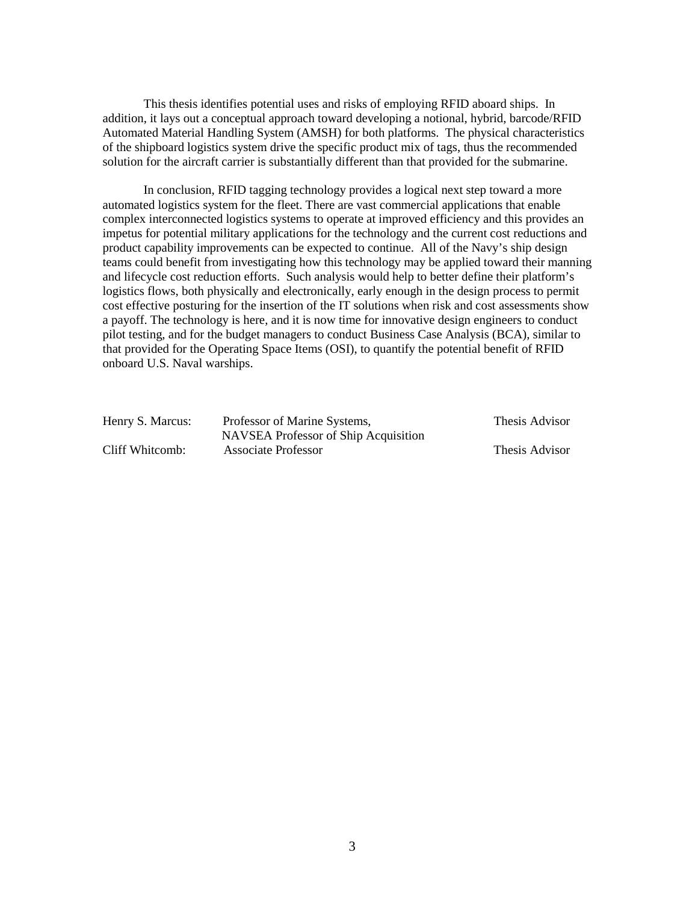This thesis identifies potential uses and risks of employing RFID aboard ships. In addition, it lays out a conceptual approach toward developing a notional, hybrid, barcode/RFID Automated Material Handling System (AMSH) for both platforms. The physical characteristics of the shipboard logistics system drive the specific product mix of tags, thus the recommended solution for the aircraft carrier is substantially different than that provided for the submarine.

In conclusion, RFID tagging technology provides a logical next step toward a more automated logistics system for the fleet. There are vast commercial applications that enable complex interconnected logistics systems to operate at improved efficiency and this provides an impetus for potential military applications for the technology and the current cost reductions and product capability improvements can be expected to continue. All of the Navy's ship design teams could benefit from investigating how this technology may be applied toward their manning and lifecycle cost reduction efforts. Such analysis would help to better define their platform's logistics flows, both physically and electronically, early enough in the design process to permit cost effective posturing for the insertion of the IT solutions when risk and cost assessments show a payoff. The technology is here, and it is now time for innovative design engineers to conduct pilot testing, and for the budget managers to conduct Business Case Analysis (BCA), similar to that provided for the Operating Space Items (OSI), to quantify the potential benefit of RFID onboard U.S. Naval warships.

| | | |
|---|---|---|
| Henry S. Marcus: | Professor of Marine Systems, NAVSEA Professor of Ship Acquisition | Thesis Advisor |
| Cliff Whitcomb: | Associate Professor | Thesis Advisor |